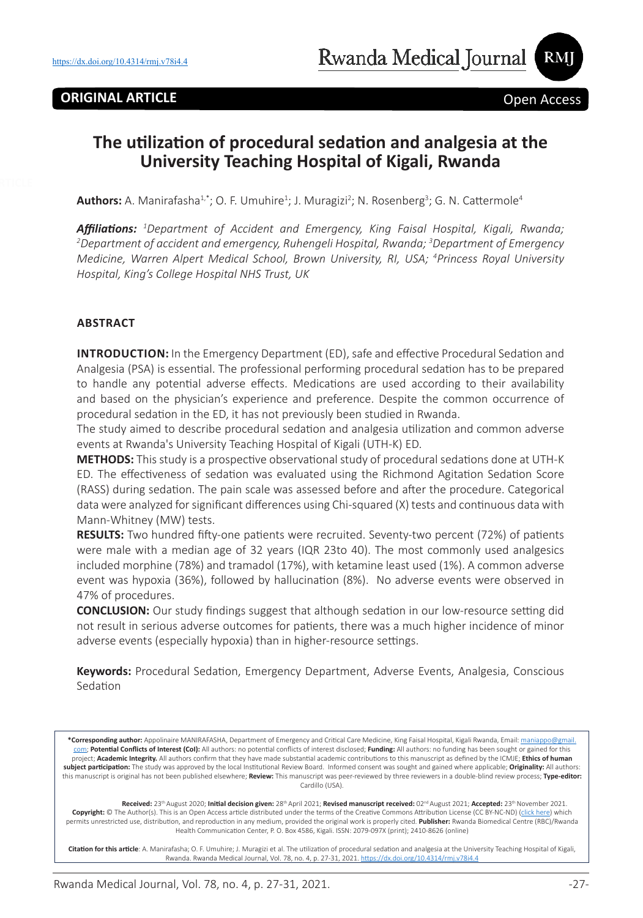https://dx.doi.org/10.4314/rmj.v78i4.4

**ORIGINAL ARTICLE**

Open Access

# The utilization of procedural sedation and analgesia at the University Teaching Hospital of Kigali, Rwanda

**Authors:** A. Manirafasha[1,*]; O. F. Umuhire[1]; J. Muragizi[2]; N. Rosenberg[3]; G. N. Cattermole[4]

***Affiliations:*** *[1]Department of Accident and Emergency, King Faisal Hospital, Kigali, Rwanda; [2]Department of accident and emergency, Ruhengeli Hospital, Rwanda; [3]Department of Emergency Medicine, Warren Alpert Medical School, Brown University, RI, USA; [4]Princess Royal University Hospital, King's College Hospital NHS Trust, UK*

## ABSTRACT

**INTRODUCTION:** In the Emergency Department (ED), safe and effective Procedural Sedation and Analgesia (PSA) is essential. The professional performing procedural sedation has to be prepared to handle any potential adverse effects. Medications are used according to their availability and based on the physician's experience and preference. Despite the common occurrence of procedural sedation in the ED, it has not previously been studied in Rwanda.

The study aimed to describe procedural sedation and analgesia utilization and common adverse events at Rwanda's University Teaching Hospital of Kigali (UTH-K) ED.

**METHODS:** This study is a prospective observational study of procedural sedations done at UTH-K ED. The effectiveness of sedation was evaluated using the Richmond Agitation Sedation Score (RASS) during sedation. The pain scale was assessed before and after the procedure. Categorical data were analyzed for significant differences using Chi-squared (X) tests and continuous data with Mann-Whitney (MW) tests.

**RESULTS:** Two hundred fifty-one patients were recruited. Seventy-two percent (72%) of patients were male with a median age of 32 years (IQR 23to 40). The most commonly used analgesics included morphine (78%) and tramadol (17%), with ketamine least used (1%). A common adverse event was hypoxia (36%), followed by hallucination (8%). No adverse events were observed in 47% of procedures.

**CONCLUSION:** Our study findings suggest that although sedation in our low-resource setting did not result in serious adverse outcomes for patients, there was a much higher incidence of minor adverse events (especially hypoxia) than in higher-resource settings.

**Keywords:** Procedural Sedation, Emergency Department, Adverse Events, Analgesia, Conscious Sedation

**\*Corresponding author:** Appolinaire MANIRAFASHA, Department of Emergency and Critical Care Medicine, King Faisal Hospital, Kigali Rwanda, Email: maniappo@gmail.com; **Potential Conflicts of Interest (CoI):** All authors: no potential conflicts of interest disclosed; **Funding:** All authors: no funding has been sought or gained for this project; **Academic Integrity.** All authors confirm that they have made substantial academic contributions to this manuscript as defined by the ICMJE; **Ethics of human subject participation:** The study was approved by the local Institutional Review Board. Informed consent was sought and gained where applicable; **Originality:** All authors: this manuscript is original has not been published elsewhere; **Review:** This manuscript was peer-reviewed by three reviewers in a double-blind review process; **Type-editor:** Cardillo (USA).

**Received:** 23th August 2020; **Initial decision given:** 28th April 2021; **Revised manuscript received:** 02nd August 2021; **Accepted:** 23th November 2021.
**Copyright:** © The Author(s). This is an Open Access article distributed under the terms of the Creative Commons Attribution License (CC BY-NC-ND) (click here) which permits unrestricted use, distribution, and reproduction in any medium, provided the original work is properly cited. **Publisher:** Rwanda Biomedical Centre (RBC)/Rwanda Health Communication Center, P. O. Box 4586, Kigali. ISSN: 2079-097X (print); 2410-8626 (online)

**Citation for this article**: A. Manirafasha; O. F. Umuhire; J. Muragizi et al. The utilization of procedural sedation and analgesia at the University Teaching Hospital of Kigali, Rwanda. Rwanda Medical Journal, Vol. 78, no. 4, p. 27-31, 2021. https://dx.doi.org/10.4314/rmj.v78i4.4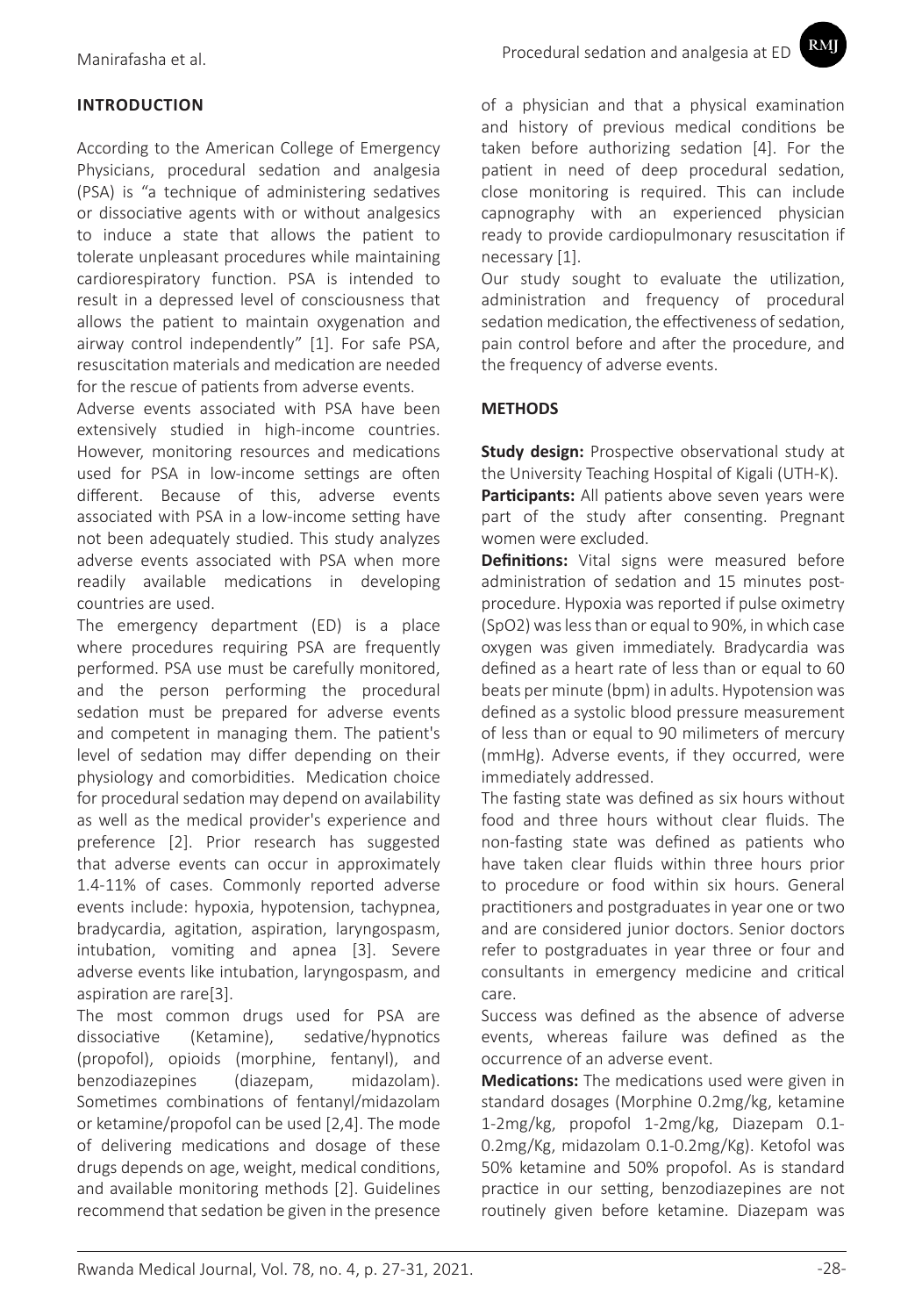## INTRODUCTION

According to the American College of Emergency Physicians, procedural sedation and analgesia (PSA) is "a technique of administering sedatives or dissociative agents with or without analgesics to induce a state that allows the patient to tolerate unpleasant procedures while maintaining cardiorespiratory function. PSA is intended to result in a depressed level of consciousness that allows the patient to maintain oxygenation and airway control independently" [1]. For safe PSA, resuscitation materials and medication are needed for the rescue of patients from adverse events.

Adverse events associated with PSA have been extensively studied in high-income countries. However, monitoring resources and medications used for PSA in low-income settings are often different. Because of this, adverse events associated with PSA in a low-income setting have not been adequately studied. This study analyzes adverse events associated with PSA when more readily available medications in developing countries are used.

The emergency department (ED) is a place where procedures requiring PSA are frequently performed. PSA use must be carefully monitored, and the person performing the procedural sedation must be prepared for adverse events and competent in managing them. The patient's level of sedation may differ depending on their physiology and comorbidities. Medication choice for procedural sedation may depend on availability as well as the medical provider's experience and preference [2]. Prior research has suggested that adverse events can occur in approximately 1.4-11% of cases. Commonly reported adverse events include: hypoxia, hypotension, tachypnea, bradycardia, agitation, aspiration, laryngospasm, intubation, vomiting and apnea [3]. Severe adverse events like intubation, laryngospasm, and aspiration are rare[3].

The most common drugs used for PSA are dissociative (Ketamine), sedative/hypnotics (propofol), opioids (morphine, fentanyl), and benzodiazepines (diazepam, midazolam). Sometimes combinations of fentanyl/midazolam or ketamine/propofol can be used [2,4]. The mode of delivering medications and dosage of these drugs depends on age, weight, medical conditions, and available monitoring methods [2]. Guidelines recommend that sedation be given in the presence of a physician and that a physical examination and history of previous medical conditions be taken before authorizing sedation [4]. For the patient in need of deep procedural sedation, close monitoring is required. This can include capnography with an experienced physician ready to provide cardiopulmonary resuscitation if necessary [1].

Our study sought to evaluate the utilization, administration and frequency of procedural sedation medication, the effectiveness of sedation, pain control before and after the procedure, and the frequency of adverse events.

## METHODS

**Study design:** Prospective observational study at the University Teaching Hospital of Kigali (UTH-K).

**Participants:** All patients above seven years were part of the study after consenting. Pregnant women were excluded.

**Definitions:** Vital signs were measured before administration of sedation and 15 minutes post-procedure. Hypoxia was reported if pulse oximetry (SpO2) was less than or equal to 90%, in which case oxygen was given immediately. Bradycardia was defined as a heart rate of less than or equal to 60 beats per minute (bpm) in adults. Hypotension was defined as a systolic blood pressure measurement of less than or equal to 90 milimeters of mercury (mmHg). Adverse events, if they occurred, were immediately addressed.

The fasting state was defined as six hours without food and three hours without clear fluids. The non-fasting state was defined as patients who have taken clear fluids within three hours prior to procedure or food within six hours. General practitioners and postgraduates in year one or two and are considered junior doctors. Senior doctors refer to postgraduates in year three or four and consultants in emergency medicine and critical care.

Success was defined as the absence of adverse events, whereas failure was defined as the occurrence of an adverse event.

**Medications:** The medications used were given in standard dosages (Morphine 0.2mg/kg, ketamine 1-2mg/kg, propofol 1-2mg/kg, Diazepam 0.1-0.2mg/Kg, midazolam 0.1-0.2mg/Kg). Ketofol was 50% ketamine and 50% propofol. As is standard practice in our setting, benzodiazepines are not routinely given before ketamine. Diazepam was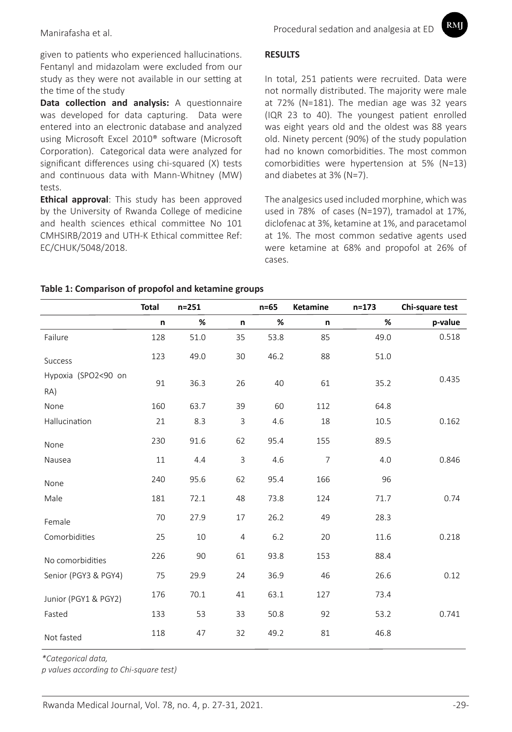given to patients who experienced hallucinations. Fentanyl and midazolam were excluded from our study as they were not available in our setting at the time of the study

**Data collection and analysis:** A questionnaire was developed for data capturing. Data were entered into an electronic database and analyzed using Microsoft Excel 2010® software (Microsoft Corporation). Categorical data were analyzed for significant differences using chi-squared (X) tests and continuous data with Mann-Whitney (MW) tests.

**Ethical approval**: This study has been approved by the University of Rwanda College of medicine and health sciences ethical committee No 101 CMHSIRB/2019 and UTH-K Ethical committee Ref: EC/CHUK/5048/2018.

**RESULTS**

In total, 251 patients were recruited. Data were not normally distributed. The majority were male at 72% (N=181). The median age was 32 years (IQR 23 to 40). The youngest patient enrolled was eight years old and the oldest was 88 years old. Ninety percent (90%) of the study population had no known comorbidities. The most common comorbidities were hypertension at 5% (N=13) and diabetes at 3% (N=7).

The analgesics used included morphine, which was used in 78% of cases (N=197), tramadol at 17%, diclofenac at 3%, ketamine at 1%, and paracetamol at 1%. The most common sedative agents used were ketamine at 68% and propofol at 26% of cases.

**Table 1: Comparison of propofol and ketamine groups**

| | Total | n=251 | | n=65 | Ketamine | n=173 | Chi-square test |
|---|---|---|---|---|---|---|---|
| | n | % | n | % | n | % | p-value |
| Failure | 128 | 51.0 | 35 | 53.8 | 85 | 49.0 | 0.518 |
| Success | 123 | 49.0 | 30 | 46.2 | 88 | 51.0 | |
| Hypoxia (SPO2<90 on RA) | 91 | 36.3 | 26 | 40 | 61 | 35.2 | 0.435 |
| None | 160 | 63.7 | 39 | 60 | 112 | 64.8 | |
| Hallucination | 21 | 8.3 | 3 | 4.6 | 18 | 10.5 | 0.162 |
| None | 230 | 91.6 | 62 | 95.4 | 155 | 89.5 | |
| Nausea | 11 | 4.4 | 3 | 4.6 | 7 | 4.0 | 0.846 |
| None | 240 | 95.6 | 62 | 95.4 | 166 | 96 | |
| Male | 181 | 72.1 | 48 | 73.8 | 124 | 71.7 | 0.74 |
| Female | 70 | 27.9 | 17 | 26.2 | 49 | 28.3 | |
| Comorbidities | 25 | 10 | 4 | 6.2 | 20 | 11.6 | 0.218 |
| No comorbidities | 226 | 90 | 61 | 93.8 | 153 | 88.4 | |
| Senior (PGY3 & PGY4) | 75 | 29.9 | 24 | 36.9 | 46 | 26.6 | 0.12 |
| Junior (PGY1 & PGY2) | 176 | 70.1 | 41 | 63.1 | 127 | 73.4 | |
| Fasted | 133 | 53 | 33 | 50.8 | 92 | 53.2 | 0.741 |
| Not fasted | 118 | 47 | 32 | 49.2 | 81 | 46.8 | |

*\*Categorical data,*
*p values according to Chi-square test)*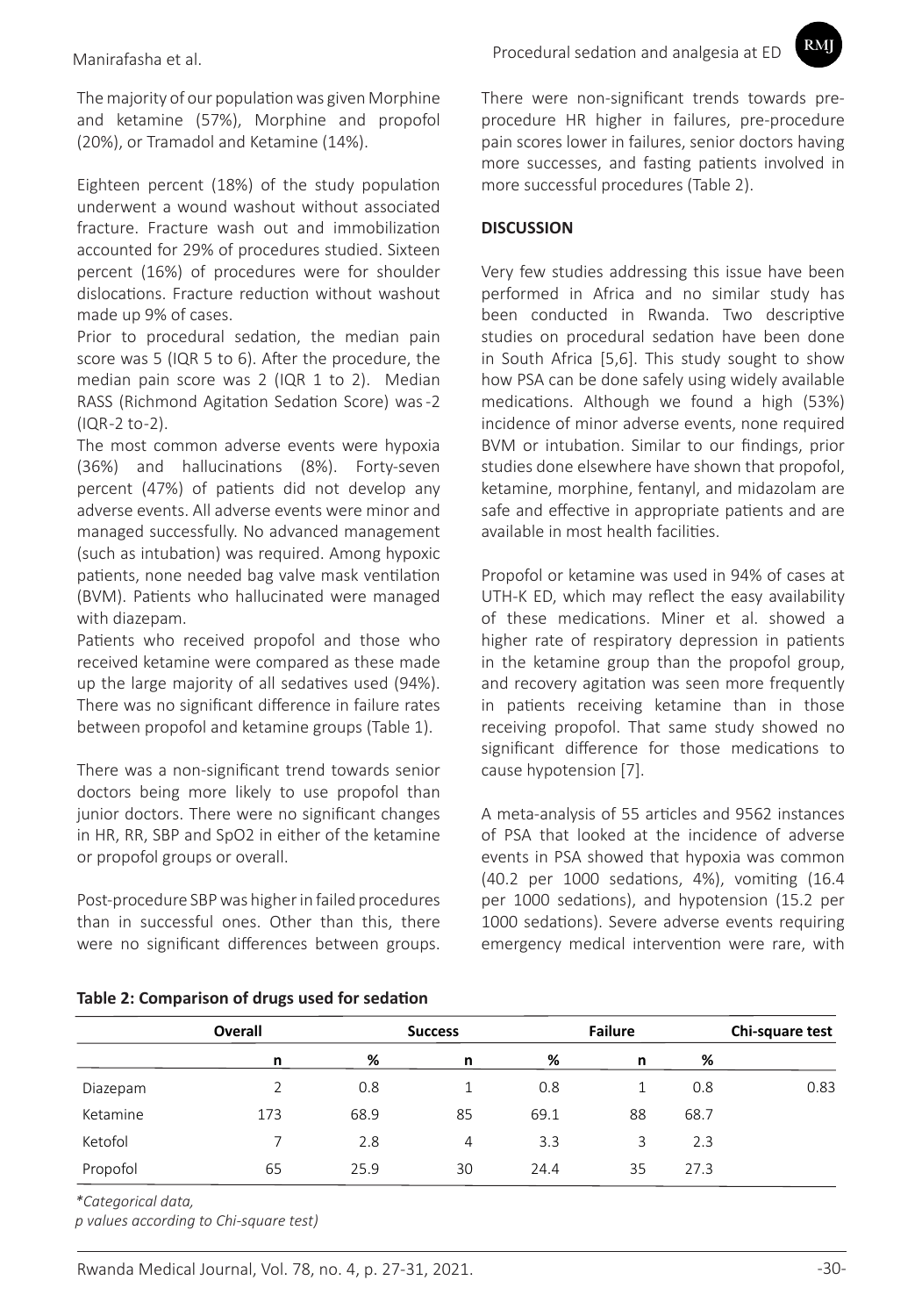The majority of our population was given Morphine and ketamine (57%), Morphine and propofol (20%), or Tramadol and Ketamine (14%).

Eighteen percent (18%) of the study population underwent a wound washout without associated fracture. Fracture wash out and immobilization accounted for 29% of procedures studied. Sixteen percent (16%) of procedures were for shoulder dislocations. Fracture reduction without washout made up 9% of cases.

Prior to procedural sedation, the median pain score was 5 (IQR 5 to 6). After the procedure, the median pain score was 2 (IQR 1 to 2). Median RASS (Richmond Agitation Sedation Score) was -2 (IQR-2 to-2).

The most common adverse events were hypoxia (36%) and hallucinations (8%). Forty-seven percent (47%) of patients did not develop any adverse events. All adverse events were minor and managed successfully. No advanced management (such as intubation) was required. Among hypoxic patients, none needed bag valve mask ventilation (BVM). Patients who hallucinated were managed with diazepam.

Patients who received propofol and those who received ketamine were compared as these made up the large majority of all sedatives used (94%). There was no significant difference in failure rates between propofol and ketamine groups (Table 1).

There was a non-significant trend towards senior doctors being more likely to use propofol than junior doctors. There were no significant changes in HR, RR, SBP and SpO2 in either of the ketamine or propofol groups or overall.

Post-procedure SBP was higher in failed procedures than in successful ones. Other than this, there were no significant differences between groups. There were non-significant trends towards pre-procedure HR higher in failures, pre-procedure pain scores lower in failures, senior doctors having more successes, and fasting patients involved in more successful procedures (Table 2).

## DISCUSSION

Very few studies addressing this issue have been performed in Africa and no similar study has been conducted in Rwanda. Two descriptive studies on procedural sedation have been done in South Africa [5,6]. This study sought to show how PSA can be done safely using widely available medications. Although we found a high (53%) incidence of minor adverse events, none required BVM or intubation. Similar to our findings, prior studies done elsewhere have shown that propofol, ketamine, morphine, fentanyl, and midazolam are safe and effective in appropriate patients and are available in most health facilities.

Propofol or ketamine was used in 94% of cases at UTH-K ED, which may reflect the easy availability of these medications. Miner et al. showed a higher rate of respiratory depression in patients in the ketamine group than the propofol group, and recovery agitation was seen more frequently in patients receiving ketamine than in those receiving propofol. That same study showed no significant difference for those medications to cause hypotension [7].

A meta-analysis of 55 articles and 9562 instances of PSA that looked at the incidence of adverse events in PSA showed that hypoxia was common (40.2 per 1000 sedations, 4%), vomiting (16.4 per 1000 sedations), and hypotension (15.2 per 1000 sedations). Severe adverse events requiring emergency medical intervention were rare, with

**Table 2: Comparison of drugs used for sedation**

| | Overall | | Success | | Failure | | Chi-square test |
|---|---|---|---|---|---|---|---|
| | n | % | n | % | n | % | |
| Diazepam | 2 | 0.8 | 1 | 0.8 | 1 | 0.8 | 0.83 |
| Ketamine | 173 | 68.9 | 85 | 69.1 | 88 | 68.7 | |
| Ketofol | 7 | 2.8 | 4 | 3.3 | 3 | 2.3 | |
| Propofol | 65 | 25.9 | 30 | 24.4 | 35 | 27.3 | |

*\*Categorical data,*

*p values according to Chi-square test)*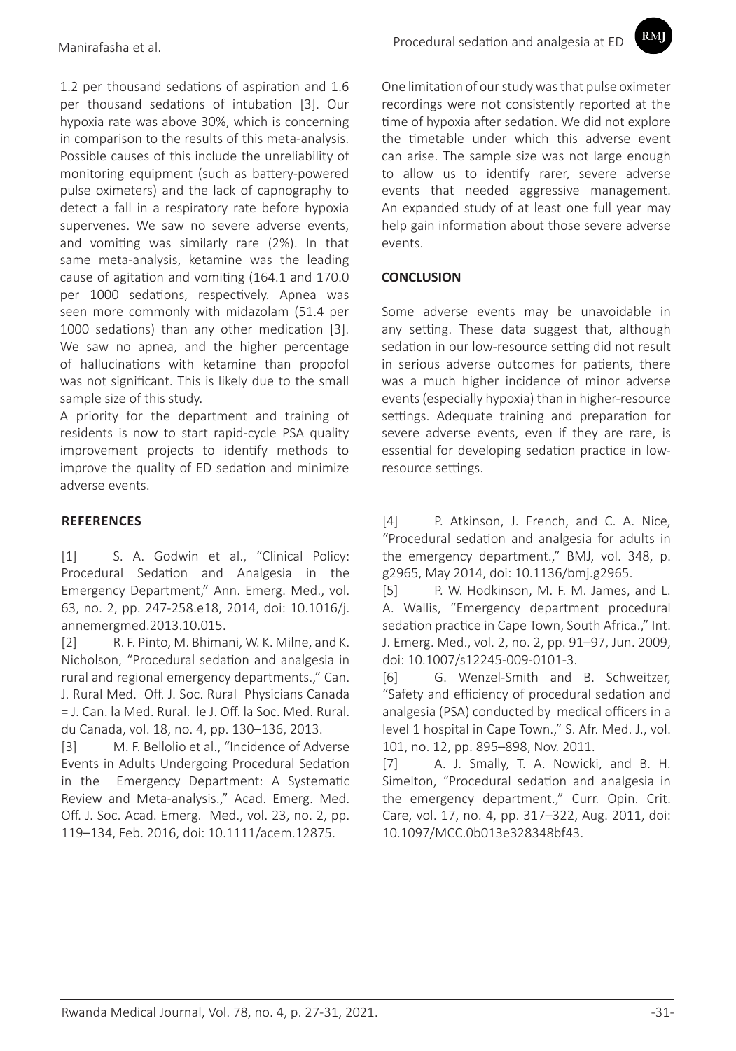1.2 per thousand sedations of aspiration and 1.6 per thousand sedations of intubation [3]. Our hypoxia rate was above 30%, which is concerning in comparison to the results of this meta-analysis. Possible causes of this include the unreliability of monitoring equipment (such as battery-powered pulse oximeters) and the lack of capnography to detect a fall in a respiratory rate before hypoxia supervenes. We saw no severe adverse events, and vomiting was similarly rare (2%). In that same meta-analysis, ketamine was the leading cause of agitation and vomiting (164.1 and 170.0 per 1000 sedations, respectively. Apnea was seen more commonly with midazolam (51.4 per 1000 sedations) than any other medication [3]. We saw no apnea, and the higher percentage of hallucinations with ketamine than propofol was not significant. This is likely due to the small sample size of this study.

A priority for the department and training of residents is now to start rapid-cycle PSA quality improvement projects to identify methods to improve the quality of ED sedation and minimize adverse events.

One limitation of our study was that pulse oximeter recordings were not consistently reported at the time of hypoxia after sedation. We did not explore the timetable under which this adverse event can arise. The sample size was not large enough to allow us to identify rarer, severe adverse events that needed aggressive management. An expanded study of at least one full year may help gain information about those severe adverse events.

## CONCLUSION

Some adverse events may be unavoidable in any setting. These data suggest that, although sedation in our low-resource setting did not result in serious adverse outcomes for patients, there was a much higher incidence of minor adverse events (especially hypoxia) than in higher-resource settings. Adequate training and preparation for severe adverse events, even if they are rare, is essential for developing sedation practice in low-resource settings.

## REFERENCES

[1] S. A. Godwin et al., "Clinical Policy: Procedural Sedation and Analgesia in the Emergency Department," Ann. Emerg. Med., vol. 63, no. 2, pp. 247-258.e18, 2014, doi: 10.1016/j.annemergmed.2013.10.015.

[2] R. F. Pinto, M. Bhimani, W. K. Milne, and K. Nicholson, "Procedural sedation and analgesia in rural and regional emergency departments.," Can. J. Rural Med. Off. J. Soc. Rural Physicians Canada = J. Can. la Med. Rural. le J. Off. la Soc. Med. Rural. du Canada, vol. 18, no. 4, pp. 130–136, 2013.

[3] M. F. Bellolio et al., "Incidence of Adverse Events in Adults Undergoing Procedural Sedation in the Emergency Department: A Systematic Review and Meta-analysis.," Acad. Emerg. Med. Off. J. Soc. Acad. Emerg. Med., vol. 23, no. 2, pp. 119–134, Feb. 2016, doi: 10.1111/acem.12875.

[4] P. Atkinson, J. French, and C. A. Nice, "Procedural sedation and analgesia for adults in the emergency department.," BMJ, vol. 348, p. g2965, May 2014, doi: 10.1136/bmj.g2965.

[5] P. W. Hodkinson, M. F. M. James, and L. A. Wallis, "Emergency department procedural sedation practice in Cape Town, South Africa.," Int. J. Emerg. Med., vol. 2, no. 2, pp. 91–97, Jun. 2009, doi: 10.1007/s12245-009-0101-3.

[6] G. Wenzel-Smith and B. Schweitzer, "Safety and efficiency of procedural sedation and analgesia (PSA) conducted by medical officers in a level 1 hospital in Cape Town.," S. Afr. Med. J., vol. 101, no. 12, pp. 895–898, Nov. 2011.

[7] A. J. Smally, T. A. Nowicki, and B. H. Simelton, "Procedural sedation and analgesia in the emergency department.," Curr. Opin. Crit. Care, vol. 17, no. 4, pp. 317–322, Aug. 2011, doi: 10.1097/MCC.0b013e328348bf43.